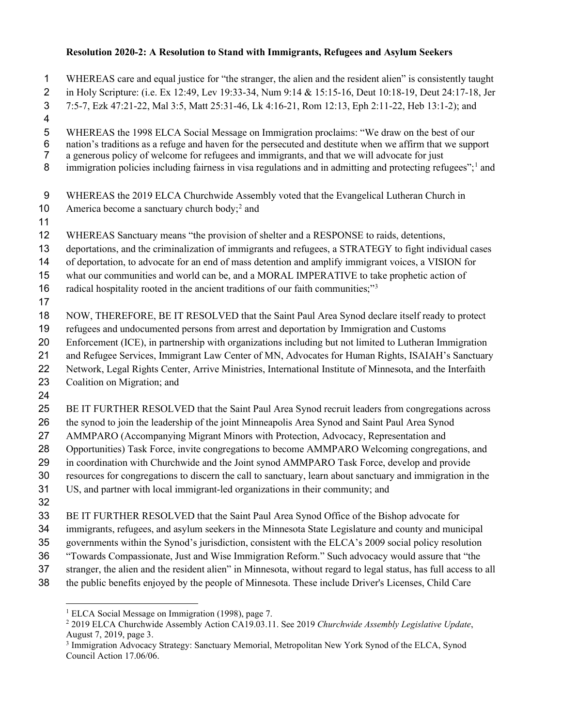**Resolution 2020-2: A Resolution to Stand with Immigrants, Refugees and Asylum Seekers**

WHEREAS care and equal justice for "the stranger, the alien and the resident alien" is consistently taught in Holy Scripture: (i.e. Ex 12:49, Lev 19:33-34, Num 9:14 & 15:15-16, Deut 10:18-19, Deut 24:17-18, Jer 7:5-7, Ezk 47:21-22, Mal 3:5, Matt 25:31-46, Lk 4:16-21, Rom 12:13, Eph 2:11-22, Heb 13:1-2); and

WHEREAS the 1998 ELCA Social Message on Immigration proclaims: "We draw on the best of our nation's traditions as a refuge and haven for the persecuted and destitute when we affirm that we support a generous policy of welcome for refugees and immigrants, and that we will advocate for just immigration policies including fairness in visa regulations and in admitting and protecting refugees";[1] and

WHEREAS the 2019 ELCA Churchwide Assembly voted that the Evangelical Lutheran Church in America become a sanctuary church body;[2] and

WHEREAS Sanctuary means "the provision of shelter and a RESPONSE to raids, detentions, deportations, and the criminalization of immigrants and refugees, a STRATEGY to fight individual cases of deportation, to advocate for an end of mass detention and amplify immigrant voices, a VISION for what our communities and world can be, and a MORAL IMPERATIVE to take prophetic action of radical hospitality rooted in the ancient traditions of our faith communities;"[3]

NOW, THEREFORE, BE IT RESOLVED that the Saint Paul Area Synod declare itself ready to protect refugees and undocumented persons from arrest and deportation by Immigration and Customs Enforcement (ICE), in partnership with organizations including but not limited to Lutheran Immigration and Refugee Services, Immigrant Law Center of MN, Advocates for Human Rights, ISAIAH's Sanctuary Network, Legal Rights Center, Arrive Ministries, International Institute of Minnesota, and the Interfaith Coalition on Migration; and

BE IT FURTHER RESOLVED that the Saint Paul Area Synod recruit leaders from congregations across the synod to join the leadership of the joint Minneapolis Area Synod and Saint Paul Area Synod AMMPARO (Accompanying Migrant Minors with Protection, Advocacy, Representation and Opportunities) Task Force, invite congregations to become AMMPARO Welcoming congregations, and in coordination with Churchwide and the Joint synod AMMPARO Task Force, develop and provide resources for congregations to discern the call to sanctuary, learn about sanctuary and immigration in the US, and partner with local immigrant-led organizations in their community; and

BE IT FURTHER RESOLVED that the Saint Paul Area Synod Office of the Bishop advocate for immigrants, refugees, and asylum seekers in the Minnesota State Legislature and county and municipal governments within the Synod's jurisdiction, consistent with the ELCA's 2009 social policy resolution "Towards Compassionate, Just and Wise Immigration Reform." Such advocacy would assure that "the stranger, the alien and the resident alien" in Minnesota, without regard to legal status, has full access to all the public benefits enjoyed by the people of Minnesota. These include Driver's Licenses, Child Care

---

[1] ELCA Social Message on Immigration (1998), page 7.

[2] 2019 ELCA Churchwide Assembly Action CA19.03.11. See 2019 *Churchwide Assembly Legislative Update*, August 7, 2019, page 3.

[3] Immigration Advocacy Strategy: Sanctuary Memorial, Metropolitan New York Synod of the ELCA, Synod Council Action 17.06/06.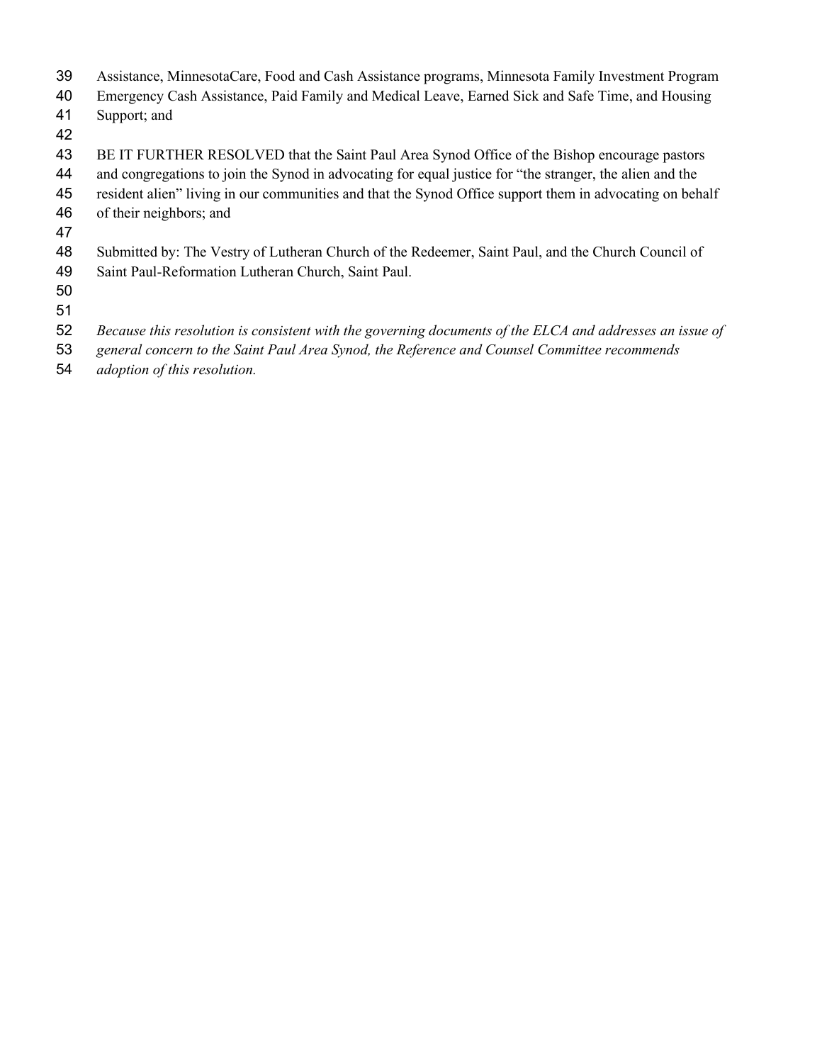Assistance, MinnesotaCare, Food and Cash Assistance programs, Minnesota Family Investment Program Emergency Cash Assistance, Paid Family and Medical Leave, Earned Sick and Safe Time, and Housing Support; and

BE IT FURTHER RESOLVED that the Saint Paul Area Synod Office of the Bishop encourage pastors and congregations to join the Synod in advocating for equal justice for "the stranger, the alien and the resident alien" living in our communities and that the Synod Office support them in advocating on behalf of their neighbors; and

Submitted by: The Vestry of Lutheran Church of the Redeemer, Saint Paul, and the Church Council of Saint Paul-Reformation Lutheran Church, Saint Paul.

*Because this resolution is consistent with the governing documents of the ELCA and addresses an issue of general concern to the Saint Paul Area Synod, the Reference and Counsel Committee recommends adoption of this resolution.*